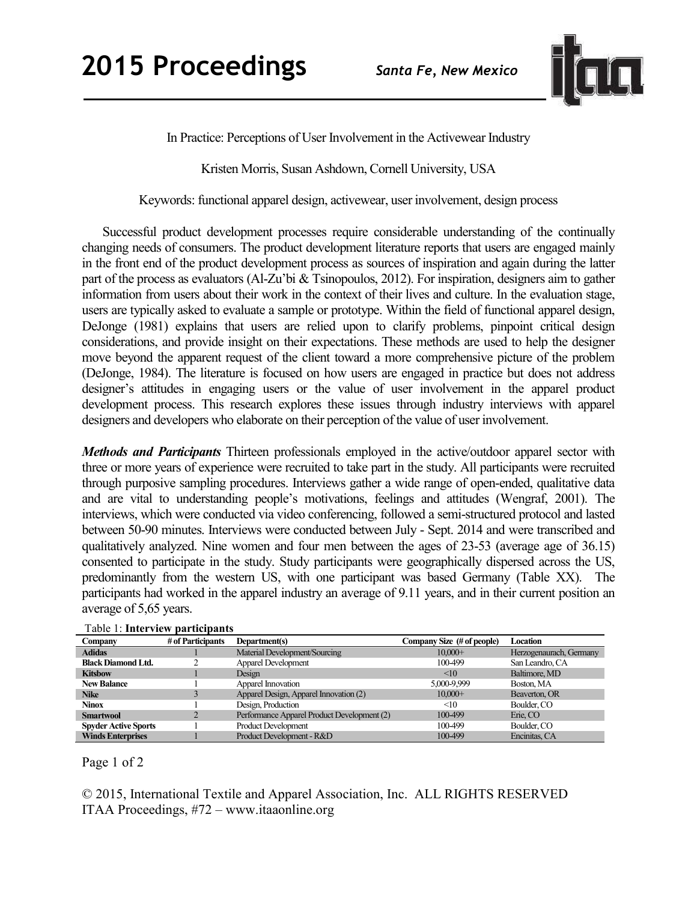In Practice: Perceptions of User Involvement in the Activewear Industry

Kristen Morris, Susan Ashdown, Cornell University, USA

Keywords: functional apparel design, activewear, user involvement, design process

Successful product development processes require considerable understanding of the continually changing needs of consumers. The product development literature reports that users are engaged mainly in the front end of the product development process as sources of inspiration and again during the latter part of the process as evaluators (Al-Zu'bi & Tsinopoulos, 2012). For inspiration, designers aim to gather information from users about their work in the context of their lives and culture. In the evaluation stage, users are typically asked to evaluate a sample or prototype. Within the field of functional apparel design, DeJonge (1981) explains that users are relied upon to clarify problems, pinpoint critical design considerations, and provide insight on their expectations. These methods are used to help the designer move beyond the apparent request of the client toward a more comprehensive picture of the problem (DeJonge, 1984). The literature is focused on how users are engaged in practice but does not address designer's attitudes in engaging users or the value of user involvement in the apparel product development process. This research explores these issues through industry interviews with apparel designers and developers who elaborate on their perception of the value of user involvement.

***Methods and Participants*** Thirteen professionals employed in the active/outdoor apparel sector with three or more years of experience were recruited to take part in the study. All participants were recruited through purposive sampling procedures. Interviews gather a wide range of open-ended, qualitative data and are vital to understanding people's motivations, feelings and attitudes (Wengraf, 2001). The interviews, which were conducted via video conferencing, followed a semi-structured protocol and lasted between 50-90 minutes. Interviews were conducted between July - Sept. 2014 and were transcribed and qualitatively analyzed. Nine women and four men between the ages of 23-53 (average age of 36.15) consented to participate in the study. Study participants were geographically dispersed across the US, predominantly from the western US, with one participant was based Germany (Table XX). The participants had worked in the apparel industry an average of 9.11 years, and in their current position an average of 5,65 years.

Table 1: **Interview participants**

| Company | # of Participants | Department(s) | Company Size (# of people) | Location |
|---|---|---|---|---|
| **Adidas** | 1 | Material Development/Sourcing | 10,000+ | Herzogenaurach, Germany |
| **Black Diamond Ltd.** | 2 | Apparel Development | 100-499 | San Leandro, CA |
| **Kitsbow** | 1 | Design | <10 | Baltimore, MD |
| **New Balance** | 1 | Apparel Innovation | 5,000-9,999 | Boston, MA |
| **Nike** | 3 | Apparel Design, Apparel Innovation (2) | 10,000+ | Beaverton, OR |
| **Ninox** | 1 | Design, Production | <10 | Boulder, CO |
| **Smartwool** | 2 | Performance Apparel Product Development (2) | 100-499 | Erie, CO |
| **Spyder Active Sports** | 1 | Product Development | 100-499 | Boulder, CO |
| **Winds Enterprises** | 1 | Product Development - R&D | 100-499 | Encinitas, CA |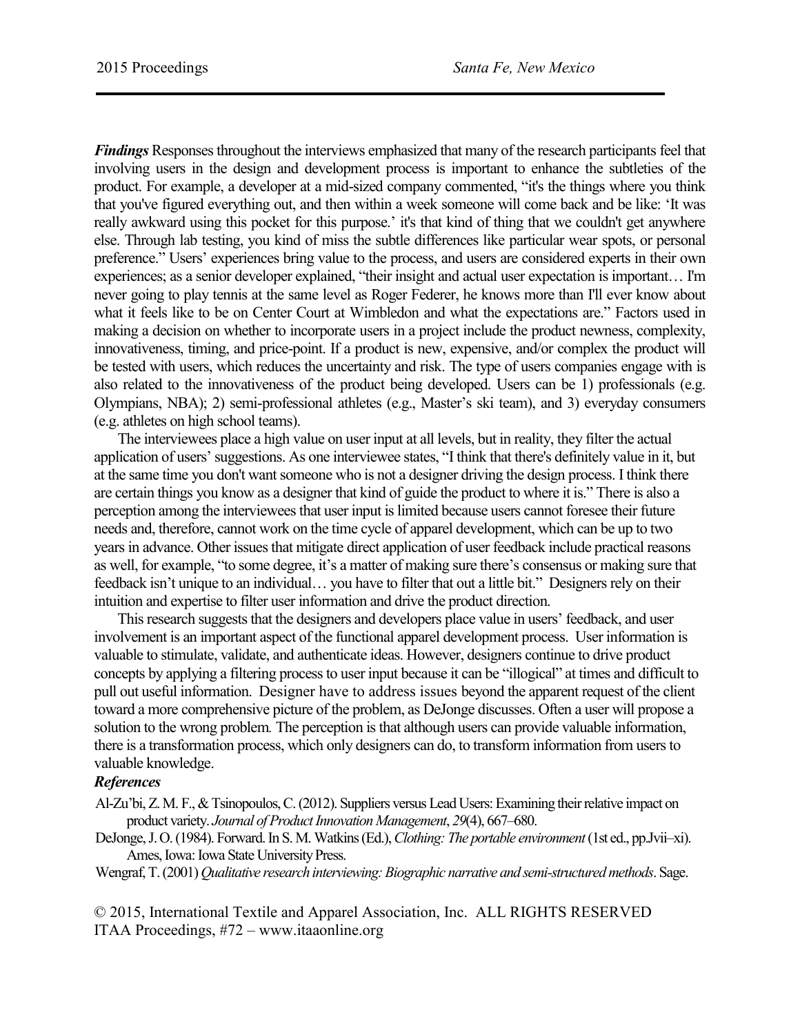***Findings*** Responses throughout the interviews emphasized that many of the research participants feel that involving users in the design and development process is important to enhance the subtleties of the product. For example, a developer at a mid-sized company commented, "it's the things where you think that you've figured everything out, and then within a week someone will come back and be like: 'It was really awkward using this pocket for this purpose.' it's that kind of thing that we couldn't get anywhere else. Through lab testing, you kind of miss the subtle differences like particular wear spots, or personal preference." Users' experiences bring value to the process, and users are considered experts in their own experiences; as a senior developer explained, "their insight and actual user expectation is important… I'm never going to play tennis at the same level as Roger Federer, he knows more than I'll ever know about what it feels like to be on Center Court at Wimbledon and what the expectations are." Factors used in making a decision on whether to incorporate users in a project include the product newness, complexity, innovativeness, timing, and price-point. If a product is new, expensive, and/or complex the product will be tested with users, which reduces the uncertainty and risk. The type of users companies engage with is also related to the innovativeness of the product being developed. Users can be 1) professionals (e.g. Olympians, NBA); 2) semi-professional athletes (e.g., Master's ski team), and 3) everyday consumers (e.g. athletes on high school teams).

The interviewees place a high value on user input at all levels, but in reality, they filter the actual application of users' suggestions. As one interviewee states, "I think that there's definitely value in it, but at the same time you don't want someone who is not a designer driving the design process. I think there are certain things you know as a designer that kind of guide the product to where it is." There is also a perception among the interviewees that user input is limited because users cannot foresee their future needs and, therefore, cannot work on the time cycle of apparel development, which can be up to two years in advance. Other issues that mitigate direct application of user feedback include practical reasons as well, for example, "to some degree, it's a matter of making sure there's consensus or making sure that feedback isn't unique to an individual… you have to filter that out a little bit." Designers rely on their intuition and expertise to filter user information and drive the product direction.

This research suggests that the designers and developers place value in users' feedback, and user involvement is an important aspect of the functional apparel development process. User information is valuable to stimulate, validate, and authenticate ideas. However, designers continue to drive product concepts by applying a filtering process to user input because it can be "illogical" at times and difficult to pull out useful information. Designer have to address issues beyond the apparent request of the client toward a more comprehensive picture of the problem, as DeJonge discusses. Often a user will propose a solution to the wrong problem. The perception is that although users can provide valuable information, there is a transformation process, which only designers can do, to transform information from users to valuable knowledge.

***References***

Al-Zu'bi, Z. M. F., & Tsinopoulos, C. (2012). Suppliers versus Lead Users: Examining their relative impact on product variety. *Journal of Product Innovation Management*, *29*(4), 667–680.

DeJonge, J. O. (1984). Forward. In S. M. Watkins (Ed.), *Clothing: The portable environment* (1st ed., pp.Jvii–xi). Ames, Iowa: Iowa State University Press.

Wengraf, T. (2001) *Qualitative research interviewing: Biographic narrative and semi-structured methods*. Sage.

© 2015, International Textile and Apparel Association, Inc. ALL RIGHTS RESERVED
ITAA Proceedings, #72 – www.itaaonline.org